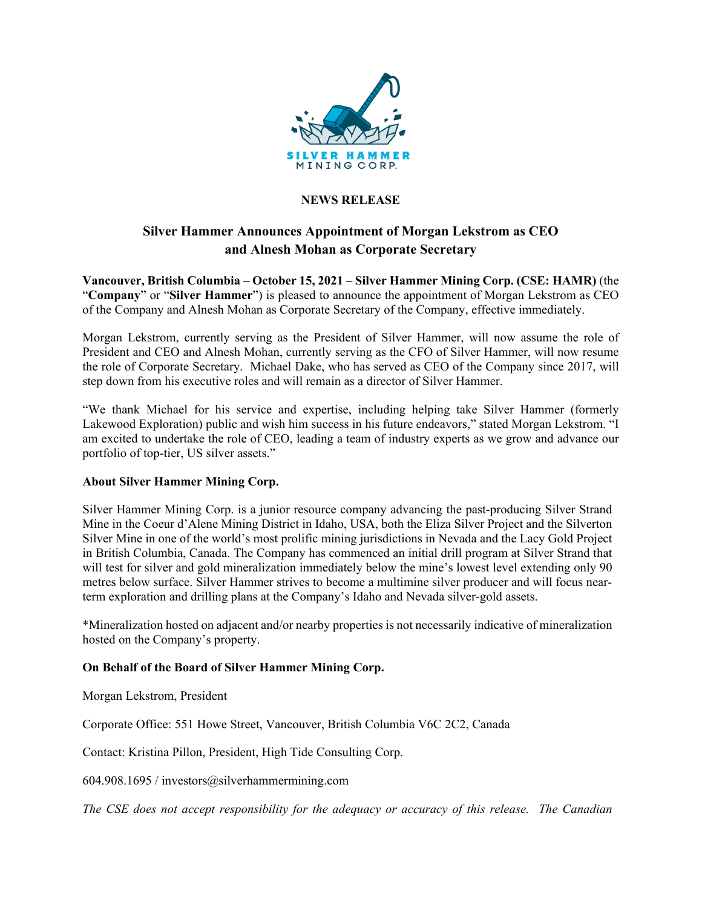SILVER HAMMER MINING CORP.

**NEWS RELEASE**

## Silver Hammer Announces Appointment of Morgan Lekstrom as CEO and Alnesh Mohan as Corporate Secretary

**Vancouver, British Columbia – October 15, 2021 – Silver Hammer Mining Corp. (CSE: HAMR)** (the "**Company**" or "**Silver Hammer**") is pleased to announce the appointment of Morgan Lekstrom as CEO of the Company and Alnesh Mohan as Corporate Secretary of the Company, effective immediately.

Morgan Lekstrom, currently serving as the President of Silver Hammer, will now assume the role of President and CEO and Alnesh Mohan, currently serving as the CFO of Silver Hammer, will now resume the role of Corporate Secretary. Michael Dake, who has served as CEO of the Company since 2017, will step down from his executive roles and will remain as a director of Silver Hammer.

"We thank Michael for his service and expertise, including helping take Silver Hammer (formerly Lakewood Exploration) public and wish him success in his future endeavors," stated Morgan Lekstrom. "I am excited to undertake the role of CEO, leading a team of industry experts as we grow and advance our portfolio of top-tier, US silver assets."

**About Silver Hammer Mining Corp.**

Silver Hammer Mining Corp. is a junior resource company advancing the past-producing Silver Strand Mine in the Coeur d'Alene Mining District in Idaho, USA, both the Eliza Silver Project and the Silverton Silver Mine in one of the world's most prolific mining jurisdictions in Nevada and the Lacy Gold Project in British Columbia, Canada. The Company has commenced an initial drill program at Silver Strand that will test for silver and gold mineralization immediately below the mine's lowest level extending only 90 metres below surface. Silver Hammer strives to become a multimine silver producer and will focus near-term exploration and drilling plans at the Company's Idaho and Nevada silver-gold assets.

*Mineralization hosted on adjacent and/or nearby properties is not necessarily indicative of mineralization hosted on the Company's property.

**On Behalf of the Board of Silver Hammer Mining Corp.**

Morgan Lekstrom, President

Corporate Office: 551 Howe Street, Vancouver, British Columbia V6C 2C2, Canada

Contact: Kristina Pillon, President, High Tide Consulting Corp.

604.908.1695 / investors@silverhammermining.com

*The CSE does not accept responsibility for the adequacy or accuracy of this release. The Canadian*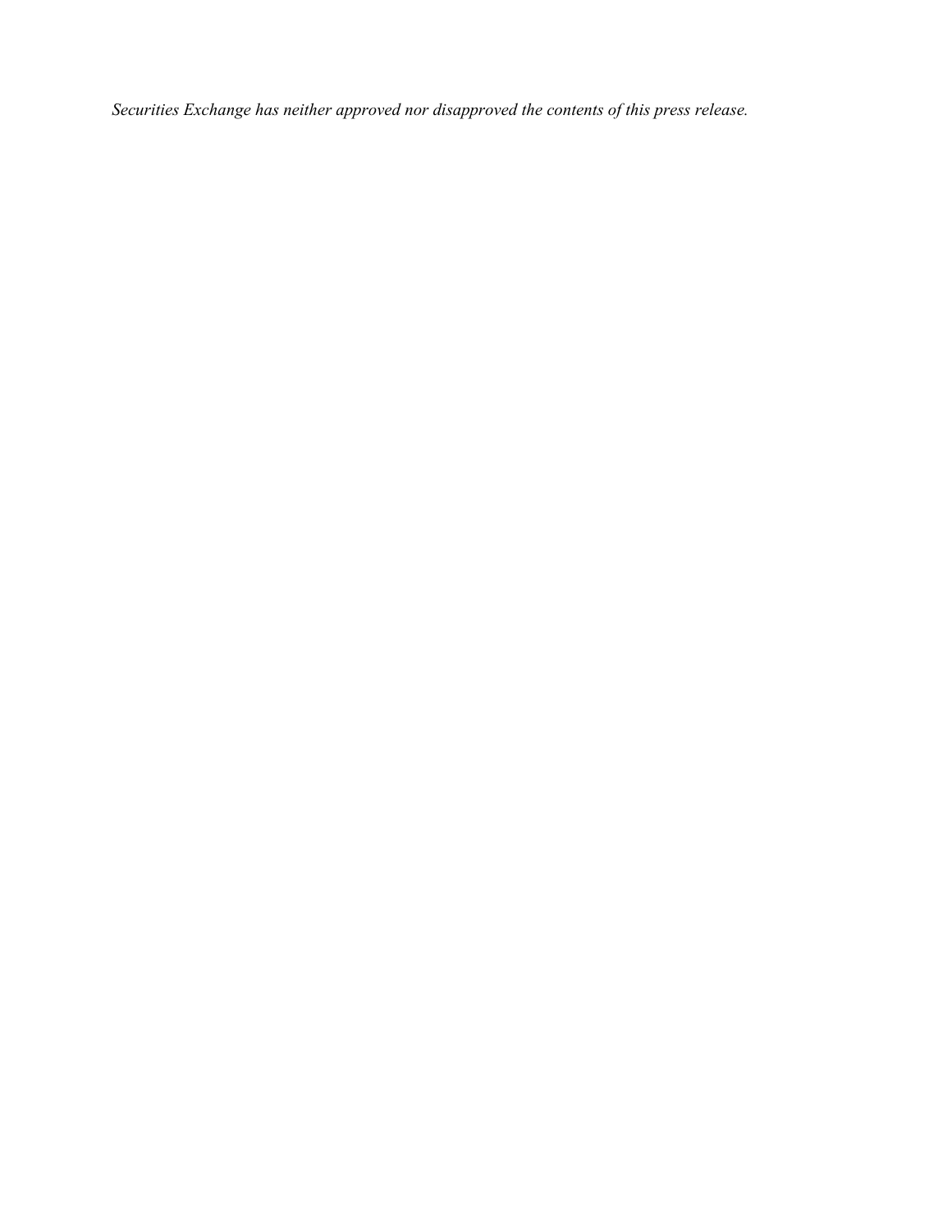*Securities Exchange has neither approved nor disapproved the contents of this press release.*